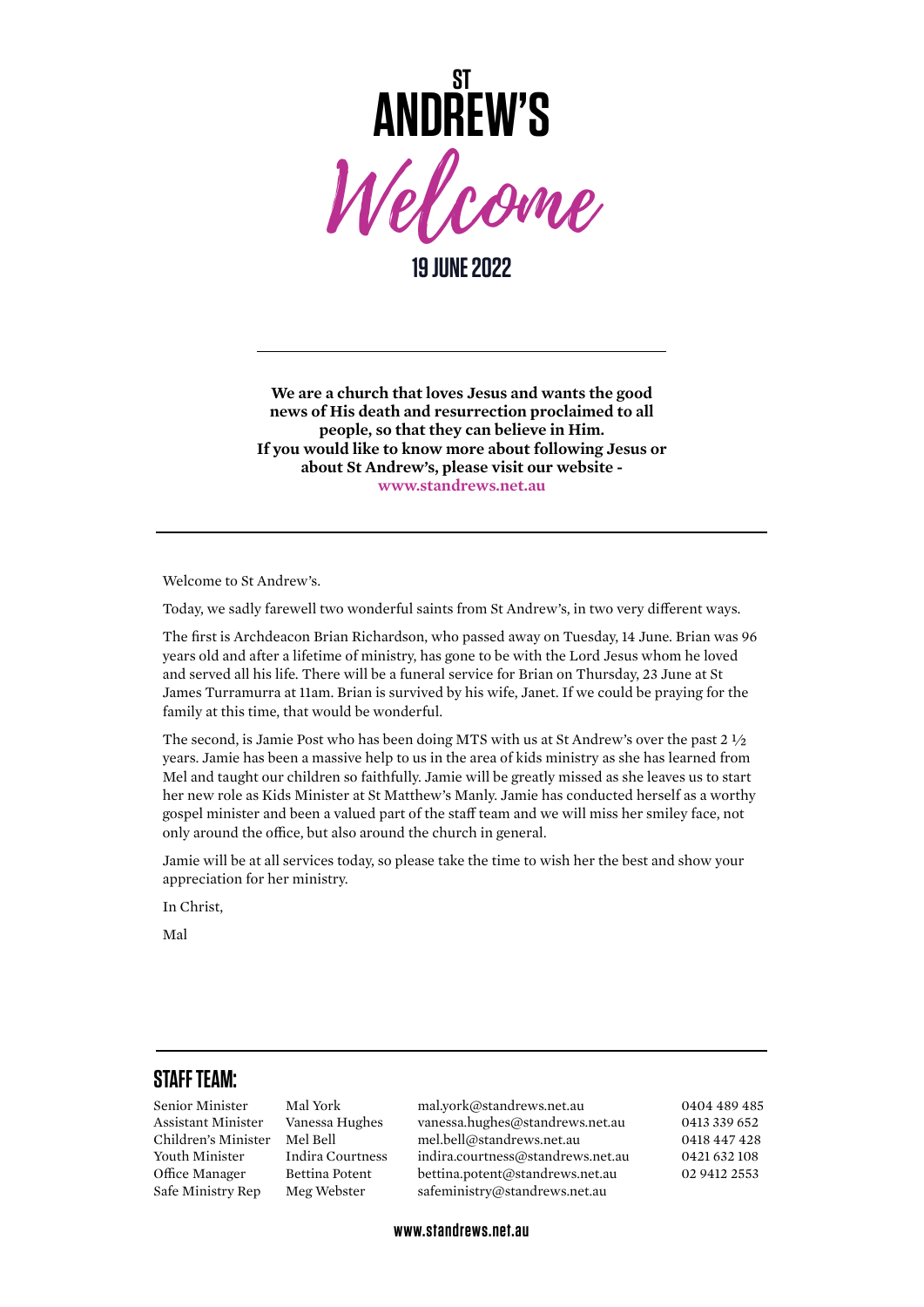# ST ANDREW'S

## Welcome

### 19 JUNE 2022

---

**We are a church that loves Jesus and wants the good news of His death and resurrection proclaimed to all people, so that they can believe in Him. If you would like to know more about following Jesus or about St Andrew's, please visit our website - www.standrews.net.au**

---

Welcome to St Andrew's.

Today, we sadly farewell two wonderful saints from St Andrew's, in two very different ways.

The first is Archdeacon Brian Richardson, who passed away on Tuesday, 14 June. Brian was 96 years old and after a lifetime of ministry, has gone to be with the Lord Jesus whom he loved and served all his life. There will be a funeral service for Brian on Thursday, 23 June at St James Turramurra at 11am. Brian is survived by his wife, Janet. If we could be praying for the family at this time, that would be wonderful.

The second, is Jamie Post who has been doing MTS with us at St Andrew's over the past 2 ½ years. Jamie has been a massive help to us in the area of kids ministry as she has learned from Mel and taught our children so faithfully. Jamie will be greatly missed as she leaves us to start her new role as Kids Minister at St Matthew's Manly. Jamie has conducted herself as a worthy gospel minister and been a valued part of the staff team and we will miss her smiley face, not only around the office, but also around the church in general.

Jamie will be at all services today, so please take the time to wish her the best and show your appreciation for her ministry.

In Christ,

Mal

---

## STAFF TEAM:

| | | | |
|---|---|---|---|
| Senior Minister | Mal York | mal.york@standrews.net.au | 0404 489 485 |
| Assistant Minister | Vanessa Hughes | vanessa.hughes@standrews.net.au | 0413 339 652 |
| Children's Minister | Mel Bell | mel.bell@standrews.net.au | 0418 447 428 |
| Youth Minister | Indira Courtness | indira.courtness@standrews.net.au | 0421 632 108 |
| Office Manager | Bettina Potent | bettina.potent@standrews.net.au | 02 9412 2553 |
| Safe Ministry Rep | Meg Webster | safeministry@standrews.net.au | |

www.standrews.net.au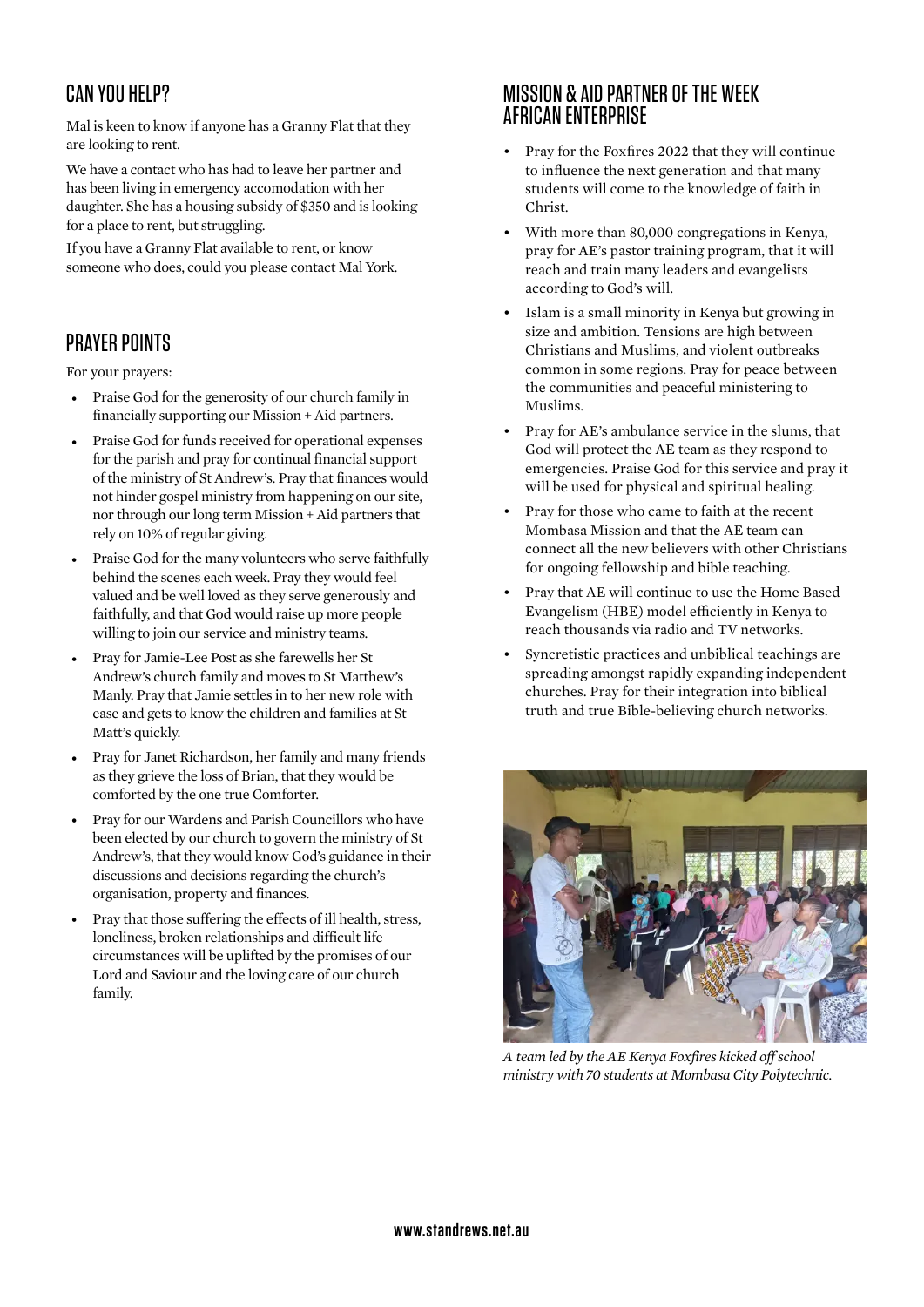## CAN YOU HELP?

Mal is keen to know if anyone has a Granny Flat that they are looking to rent.

We have a contact who has had to leave her partner and has been living in emergency accomodation with her daughter. She has a housing subsidy of $350 and is looking for a place to rent, but struggling.

If you have a Granny Flat available to rent, or know someone who does, could you please contact Mal York.

## PRAYER POINTS

For your prayers:

- Praise God for the generosity of our church family in financially supporting our Mission + Aid partners.
- Praise God for funds received for operational expenses for the parish and pray for continual financial support of the ministry of St Andrew's. Pray that finances would not hinder gospel ministry from happening on our site, nor through our long term Mission + Aid partners that rely on 10% of regular giving.
- Praise God for the many volunteers who serve faithfully behind the scenes each week. Pray they would feel valued and be well loved as they serve generously and faithfully, and that God would raise up more people willing to join our service and ministry teams.
- Pray for Jamie-Lee Post as she farewells her St Andrew's church family and moves to St Matthew's Manly. Pray that Jamie settles in to her new role with ease and gets to know the children and families at St Matt's quickly.
- Pray for Janet Richardson, her family and many friends as they grieve the loss of Brian, that they would be comforted by the one true Comforter.
- Pray for our Wardens and Parish Councillors who have been elected by our church to govern the ministry of St Andrew's, that they would know God's guidance in their discussions and decisions regarding the church's organisation, property and finances.
- Pray that those suffering the effects of ill health, stress, loneliness, broken relationships and difficult life circumstances will be uplifted by the promises of our Lord and Saviour and the loving care of our church family.

## MISSION & AID PARTNER OF THE WEEK AFRICAN ENTERPRISE

- Pray for the Foxfires 2022 that they will continue to influence the next generation and that many students will come to the knowledge of faith in Christ.
- With more than 80,000 congregations in Kenya, pray for AE's pastor training program, that it will reach and train many leaders and evangelists according to God's will.
- Islam is a small minority in Kenya but growing in size and ambition. Tensions are high between Christians and Muslims, and violent outbreaks common in some regions. Pray for peace between the communities and peaceful ministering to Muslims.
- Pray for AE's ambulance service in the slums, that God will protect the AE team as they respond to emergencies. Praise God for this service and pray it will be used for physical and spiritual healing.
- Pray for those who came to faith at the recent Mombasa Mission and that the AE team can connect all the new believers with other Christians for ongoing fellowship and bible teaching.
- Pray that AE will continue to use the Home Based Evangelism (HBE) model efficiently in Kenya to reach thousands via radio and TV networks.
- Syncretistic practices and unbiblical teachings are spreading amongst rapidly expanding independent churches. Pray for their integration into biblical truth and true Bible-believing church networks.

*A team led by the AE Kenya Foxfires kicked off school ministry with 70 students at Mombasa City Polytechnic.*